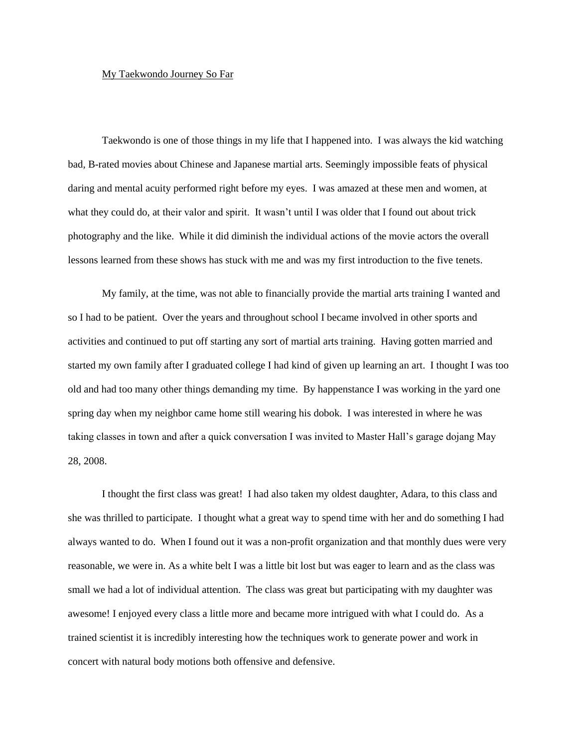# My Taekwondo Journey So Far

Taekwondo is one of those things in my life that I happened into. I was always the kid watching bad, B-rated movies about Chinese and Japanese martial arts. Seemingly impossible feats of physical daring and mental acuity performed right before my eyes. I was amazed at these men and women, at what they could do, at their valor and spirit. It wasn't until I was older that I found out about trick photography and the like. While it did diminish the individual actions of the movie actors the overall lessons learned from these shows has stuck with me and was my first introduction to the five tenets.

My family, at the time, was not able to financially provide the martial arts training I wanted and so I had to be patient. Over the years and throughout school I became involved in other sports and activities and continued to put off starting any sort of martial arts training. Having gotten married and started my own family after I graduated college I had kind of given up learning an art. I thought I was too old and had too many other things demanding my time. By happenstance I was working in the yard one spring day when my neighbor came home still wearing his dobok. I was interested in where he was taking classes in town and after a quick conversation I was invited to Master Hall's garage dojang May 28, 2008.

I thought the first class was great! I had also taken my oldest daughter, Adara, to this class and she was thrilled to participate. I thought what a great way to spend time with her and do something I had always wanted to do. When I found out it was a non-profit organization and that monthly dues were very reasonable, we were in. As a white belt I was a little bit lost but was eager to learn and as the class was small we had a lot of individual attention. The class was great but participating with my daughter was awesome! I enjoyed every class a little more and became more intrigued with what I could do. As a trained scientist it is incredibly interesting how the techniques work to generate power and work in concert with natural body motions both offensive and defensive.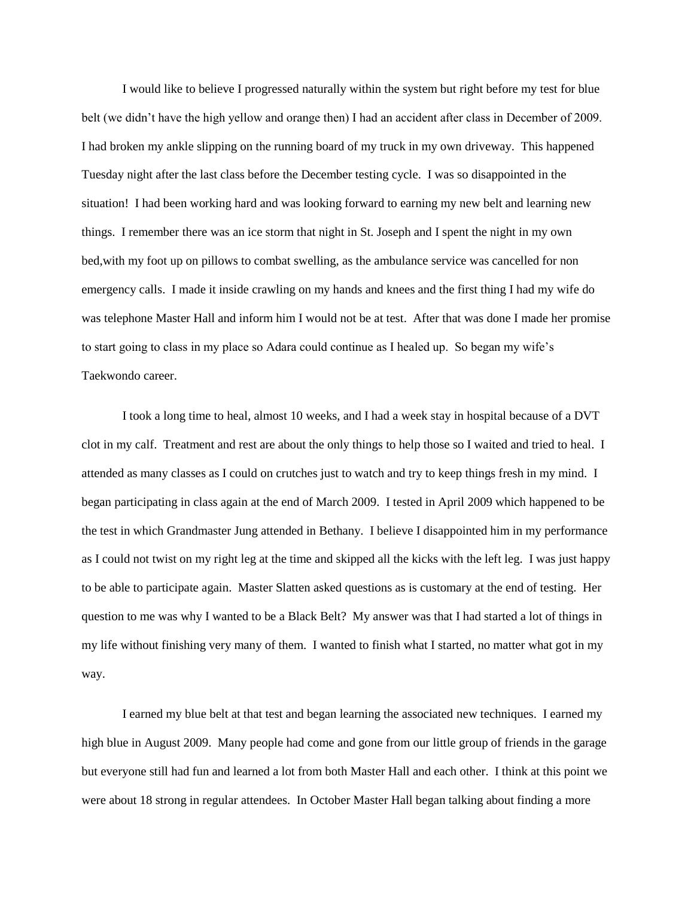I would like to believe I progressed naturally within the system but right before my test for blue belt (we didn't have the high yellow and orange then) I had an accident after class in December of 2009. I had broken my ankle slipping on the running board of my truck in my own driveway. This happened Tuesday night after the last class before the December testing cycle. I was so disappointed in the situation! I had been working hard and was looking forward to earning my new belt and learning new things. I remember there was an ice storm that night in St. Joseph and I spent the night in my own bed,with my foot up on pillows to combat swelling, as the ambulance service was cancelled for non emergency calls. I made it inside crawling on my hands and knees and the first thing I had my wife do was telephone Master Hall and inform him I would not be at test. After that was done I made her promise to start going to class in my place so Adara could continue as I healed up. So began my wife's Taekwondo career.

I took a long time to heal, almost 10 weeks, and I had a week stay in hospital because of a DVT clot in my calf. Treatment and rest are about the only things to help those so I waited and tried to heal. I attended as many classes as I could on crutches just to watch and try to keep things fresh in my mind. I began participating in class again at the end of March 2009. I tested in April 2009 which happened to be the test in which Grandmaster Jung attended in Bethany. I believe I disappointed him in my performance as I could not twist on my right leg at the time and skipped all the kicks with the left leg. I was just happy to be able to participate again. Master Slatten asked questions as is customary at the end of testing. Her question to me was why I wanted to be a Black Belt? My answer was that I had started a lot of things in my life without finishing very many of them. I wanted to finish what I started, no matter what got in my way.

I earned my blue belt at that test and began learning the associated new techniques. I earned my high blue in August 2009. Many people had come and gone from our little group of friends in the garage but everyone still had fun and learned a lot from both Master Hall and each other. I think at this point we were about 18 strong in regular attendees. In October Master Hall began talking about finding a more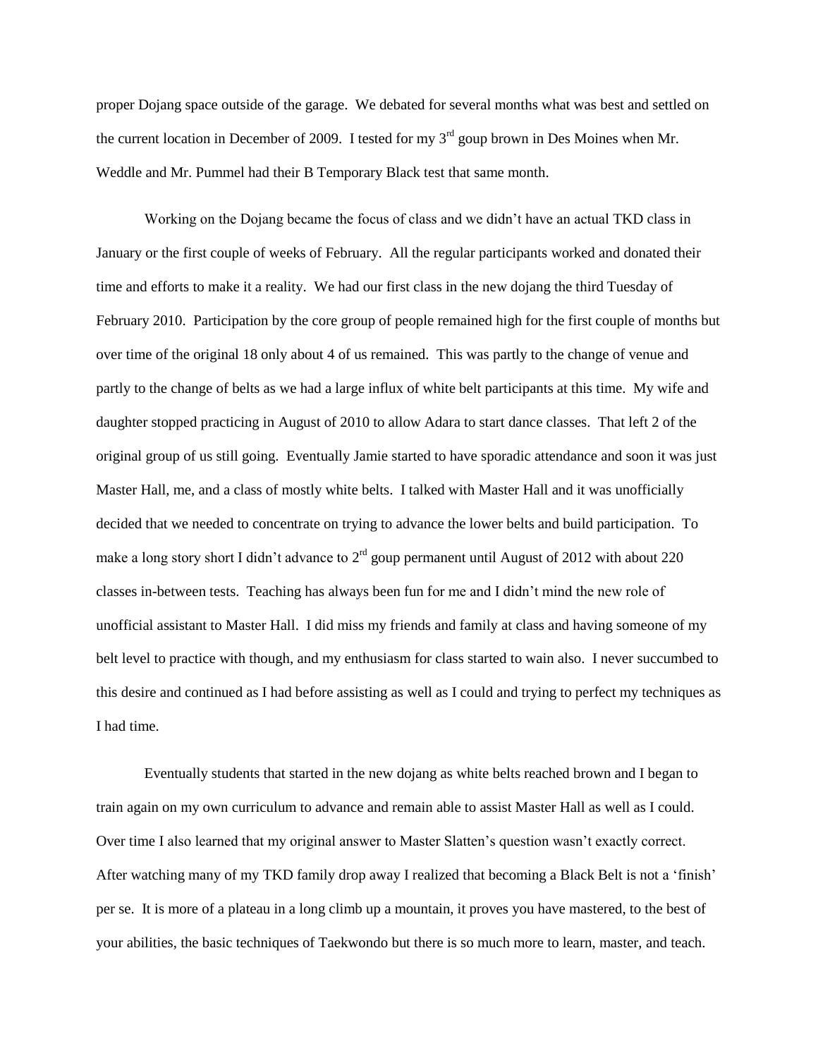proper Dojang space outside of the garage. We debated for several months what was best and settled on the current location in December of 2009. I tested for my 3rd goup brown in Des Moines when Mr. Weddle and Mr. Pummel had their B Temporary Black test that same month.

Working on the Dojang became the focus of class and we didn't have an actual TKD class in January or the first couple of weeks of February. All the regular participants worked and donated their time and efforts to make it a reality. We had our first class in the new dojang the third Tuesday of February 2010. Participation by the core group of people remained high for the first couple of months but over time of the original 18 only about 4 of us remained. This was partly to the change of venue and partly to the change of belts as we had a large influx of white belt participants at this time. My wife and daughter stopped practicing in August of 2010 to allow Adara to start dance classes. That left 2 of the original group of us still going. Eventually Jamie started to have sporadic attendance and soon it was just Master Hall, me, and a class of mostly white belts. I talked with Master Hall and it was unofficially decided that we needed to concentrate on trying to advance the lower belts and build participation. To make a long story short I didn't advance to 2nd goup permanent until August of 2012 with about 220 classes in-between tests. Teaching has always been fun for me and I didn't mind the new role of unofficial assistant to Master Hall. I did miss my friends and family at class and having someone of my belt level to practice with though, and my enthusiasm for class started to wain also. I never succumbed to this desire and continued as I had before assisting as well as I could and trying to perfect my techniques as I had time.

Eventually students that started in the new dojang as white belts reached brown and I began to train again on my own curriculum to advance and remain able to assist Master Hall as well as I could. Over time I also learned that my original answer to Master Slatten's question wasn't exactly correct. After watching many of my TKD family drop away I realized that becoming a Black Belt is not a 'finish' per se. It is more of a plateau in a long climb up a mountain, it proves you have mastered, to the best of your abilities, the basic techniques of Taekwondo but there is so much more to learn, master, and teach.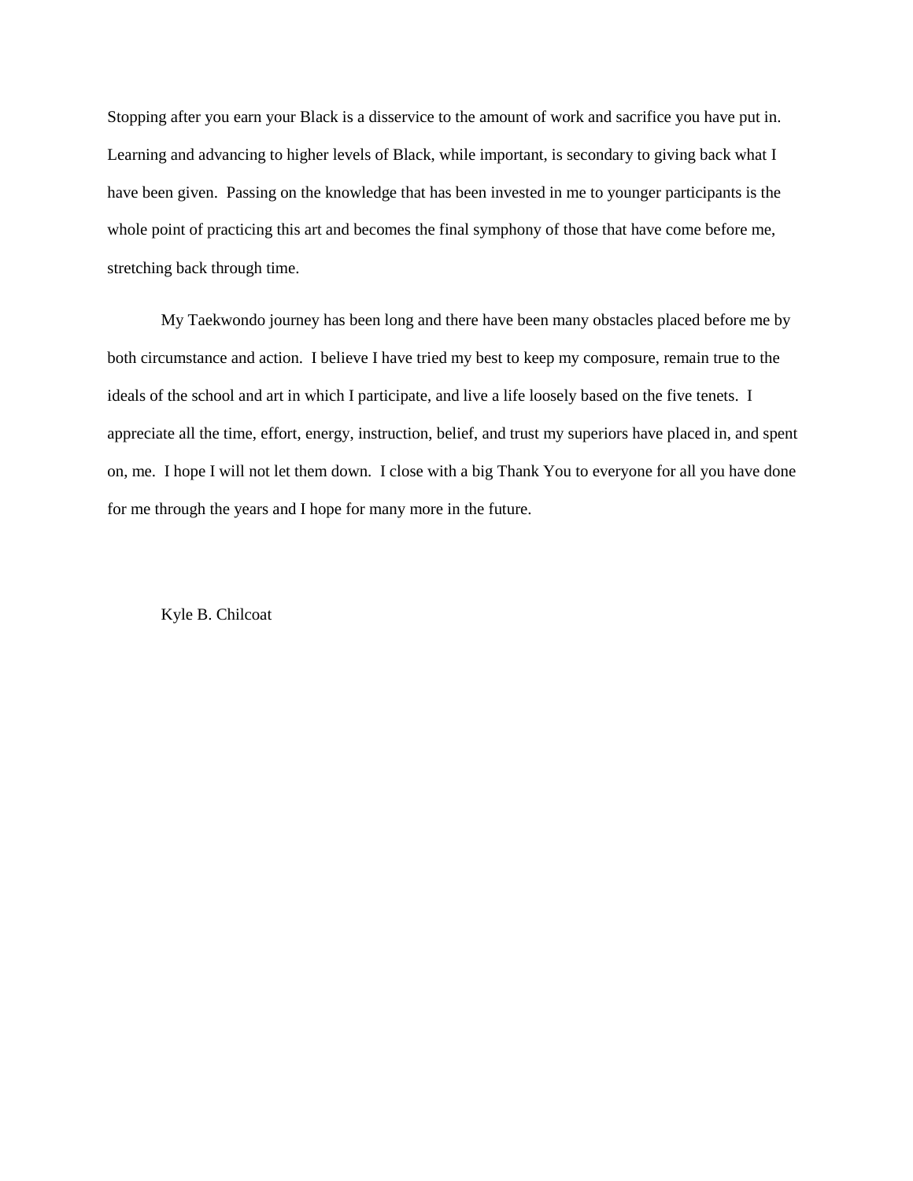Stopping after you earn your Black is a disservice to the amount of work and sacrifice you have put in. Learning and advancing to higher levels of Black, while important, is secondary to giving back what I have been given. Passing on the knowledge that has been invested in me to younger participants is the whole point of practicing this art and becomes the final symphony of those that have come before me, stretching back through time.

My Taekwondo journey has been long and there have been many obstacles placed before me by both circumstance and action. I believe I have tried my best to keep my composure, remain true to the ideals of the school and art in which I participate, and live a life loosely based on the five tenets. I appreciate all the time, effort, energy, instruction, belief, and trust my superiors have placed in, and spent on, me. I hope I will not let them down. I close with a big Thank You to everyone for all you have done for me through the years and I hope for many more in the future.

Kyle B. Chilcoat